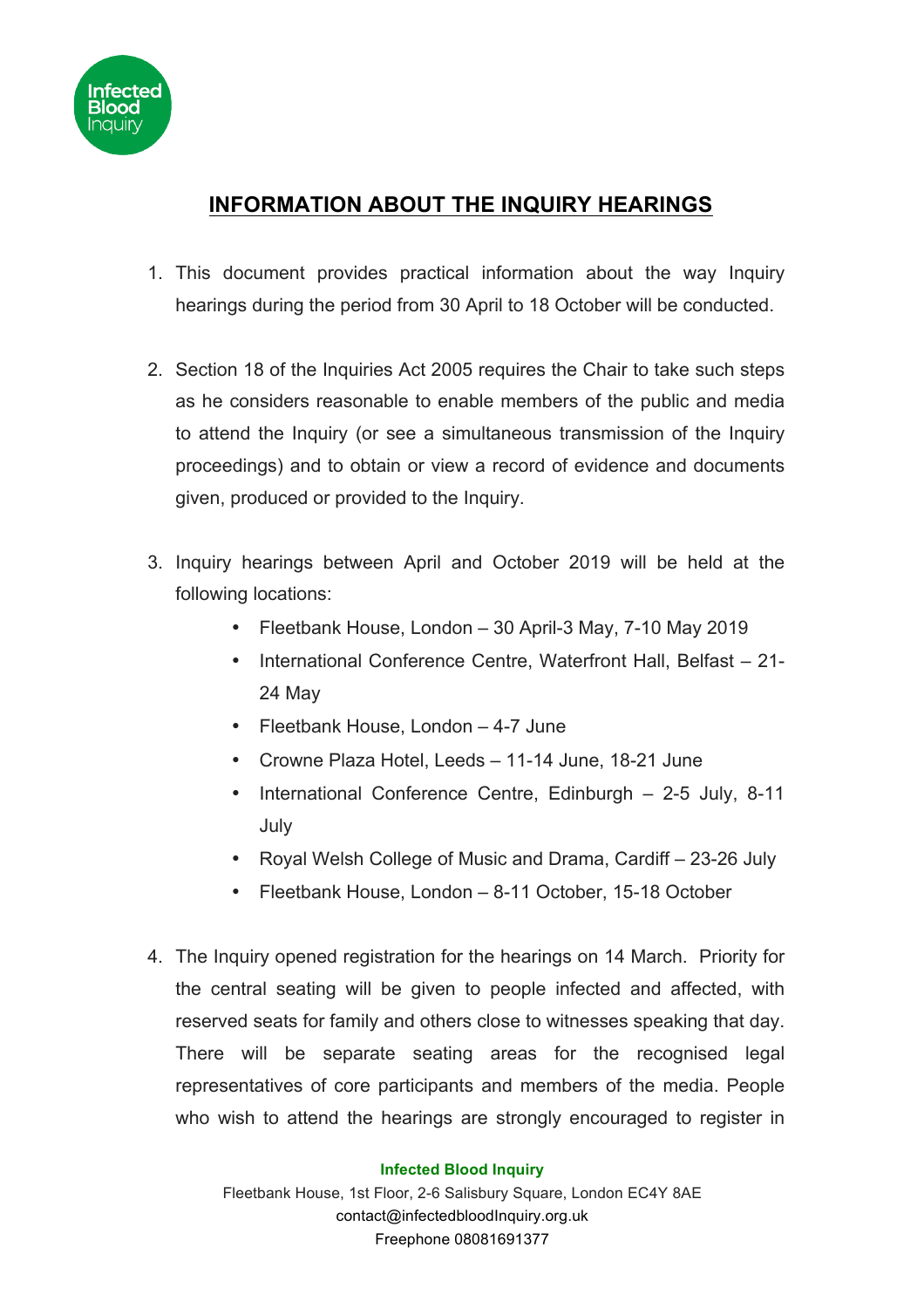# INFORMATION ABOUT THE INQUIRY HEARINGS

1. This document provides practical information about the way Inquiry hearings during the period from 30 April to 18 October will be conducted.

2. Section 18 of the Inquiries Act 2005 requires the Chair to take such steps as he considers reasonable to enable members of the public and media to attend the Inquiry (or see a simultaneous transmission of the Inquiry proceedings) and to obtain or view a record of evidence and documents given, produced or provided to the Inquiry.

3. Inquiry hearings between April and October 2019 will be held at the following locations:
   - Fleetbank House, London – 30 April-3 May, 7-10 May 2019
   - International Conference Centre, Waterfront Hall, Belfast – 21-24 May
   - Fleetbank House, London – 4-7 June
   - Crowne Plaza Hotel, Leeds – 11-14 June, 18-21 June
   - International Conference Centre, Edinburgh – 2-5 July, 8-11 July
   - Royal Welsh College of Music and Drama, Cardiff – 23-26 July
   - Fleetbank House, London – 8-11 October, 15-18 October

4. The Inquiry opened registration for the hearings on 14 March. Priority for the central seating will be given to people infected and affected, with reserved seats for family and others close to witnesses speaking that day. There will be separate seating areas for the recognised legal representatives of core participants and members of the media. People who wish to attend the hearings are strongly encouraged to register in

**Infected Blood Inquiry**
Fleetbank House, 1st Floor, 2-6 Salisbury Square, London EC4Y 8AE
contact@infectedbloodInquiry.org.uk
Freephone 08081691377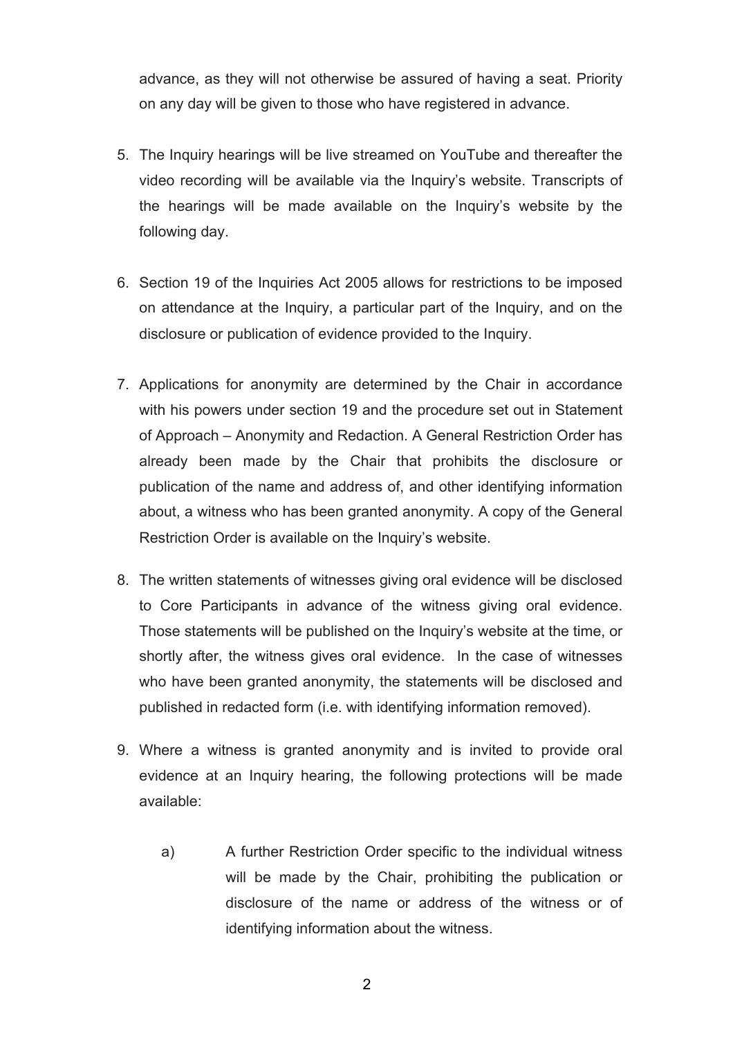advance, as they will not otherwise be assured of having a seat. Priority on any day will be given to those who have registered in advance.

5. The Inquiry hearings will be live streamed on YouTube and thereafter the video recording will be available via the Inquiry's website. Transcripts of the hearings will be made available on the Inquiry's website by the following day.

6. Section 19 of the Inquiries Act 2005 allows for restrictions to be imposed on attendance at the Inquiry, a particular part of the Inquiry, and on the disclosure or publication of evidence provided to the Inquiry.

7. Applications for anonymity are determined by the Chair in accordance with his powers under section 19 and the procedure set out in Statement of Approach – Anonymity and Redaction. A General Restriction Order has already been made by the Chair that prohibits the disclosure or publication of the name and address of, and other identifying information about, a witness who has been granted anonymity. A copy of the General Restriction Order is available on the Inquiry's website.

8. The written statements of witnesses giving oral evidence will be disclosed to Core Participants in advance of the witness giving oral evidence. Those statements will be published on the Inquiry's website at the time, or shortly after, the witness gives oral evidence. In the case of witnesses who have been granted anonymity, the statements will be disclosed and published in redacted form (i.e. with identifying information removed).

9. Where a witness is granted anonymity and is invited to provide oral evidence at an Inquiry hearing, the following protections will be made available:

   a) A further Restriction Order specific to the individual witness will be made by the Chair, prohibiting the publication or disclosure of the name or address of the witness or of identifying information about the witness.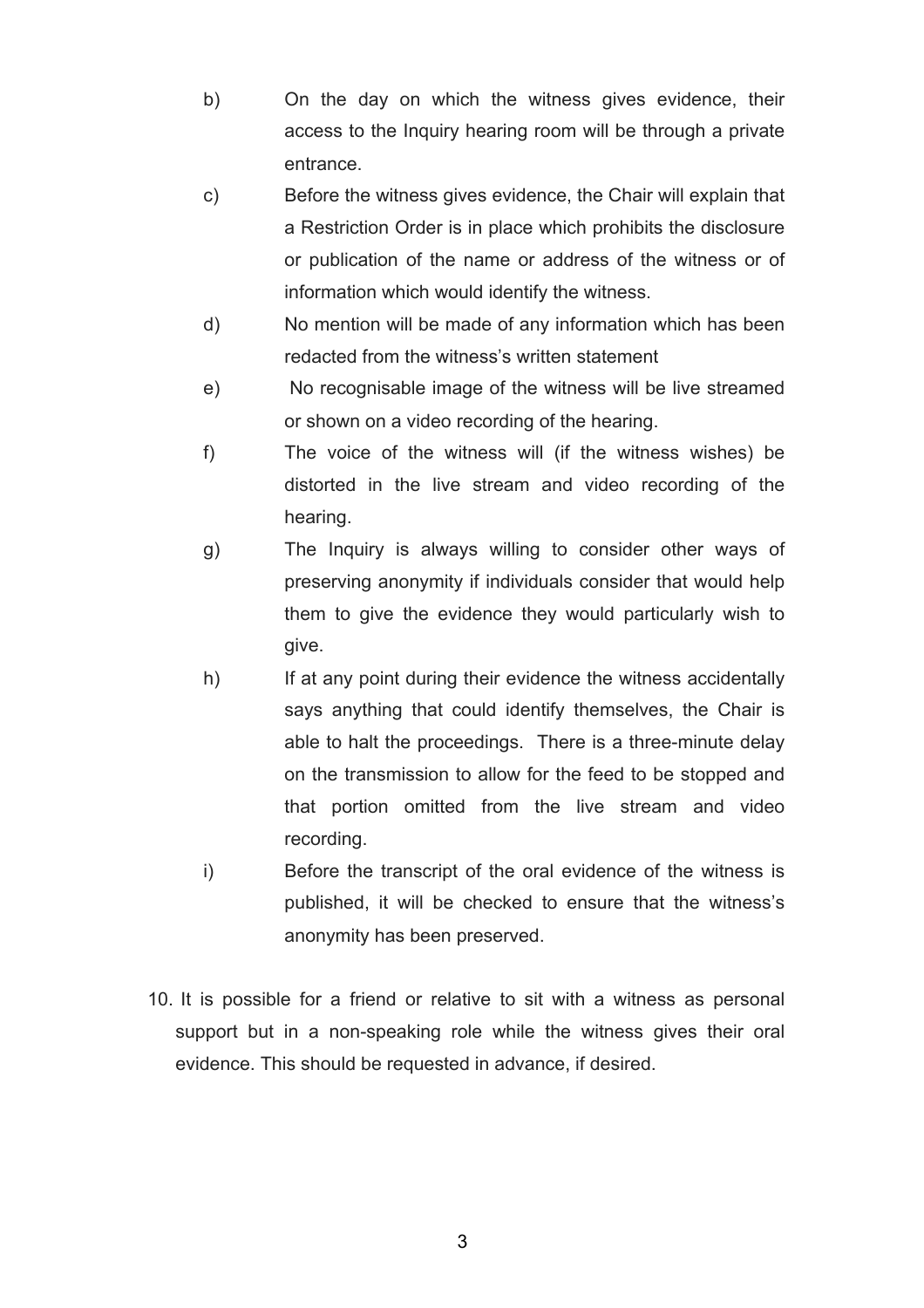b) On the day on which the witness gives evidence, their access to the Inquiry hearing room will be through a private entrance.

c) Before the witness gives evidence, the Chair will explain that a Restriction Order is in place which prohibits the disclosure or publication of the name or address of the witness or of information which would identify the witness.

d) No mention will be made of any information which has been redacted from the witness's written statement

e) No recognisable image of the witness will be live streamed or shown on a video recording of the hearing.

f) The voice of the witness will (if the witness wishes) be distorted in the live stream and video recording of the hearing.

g) The Inquiry is always willing to consider other ways of preserving anonymity if individuals consider that would help them to give the evidence they would particularly wish to give.

h) If at any point during their evidence the witness accidentally says anything that could identify themselves, the Chair is able to halt the proceedings. There is a three-minute delay on the transmission to allow for the feed to be stopped and that portion omitted from the live stream and video recording.

i) Before the transcript of the oral evidence of the witness is published, it will be checked to ensure that the witness's anonymity has been preserved.

10. It is possible for a friend or relative to sit with a witness as personal support but in a non-speaking role while the witness gives their oral evidence. This should be requested in advance, if desired.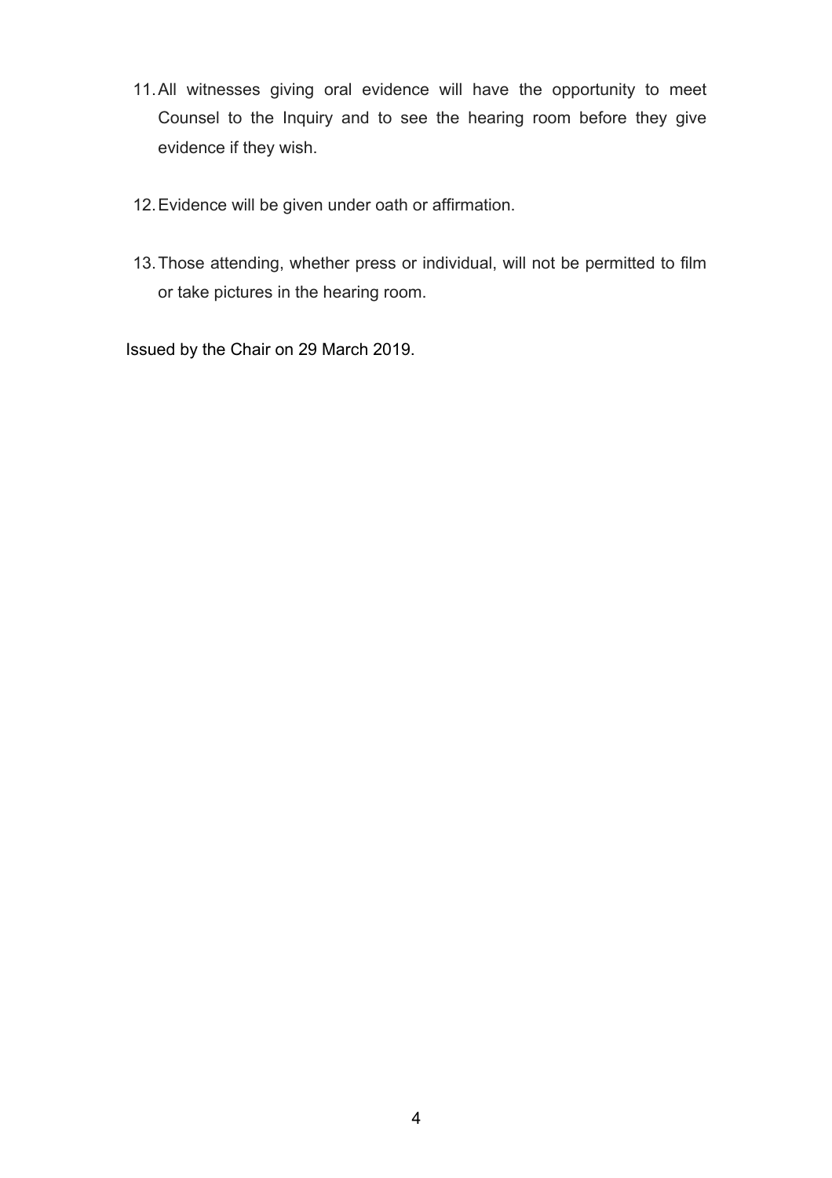11. All witnesses giving oral evidence will have the opportunity to meet Counsel to the Inquiry and to see the hearing room before they give evidence if they wish.

12. Evidence will be given under oath or affirmation.

13. Those attending, whether press or individual, will not be permitted to film or take pictures in the hearing room.

Issued by the Chair on 29 March 2019.